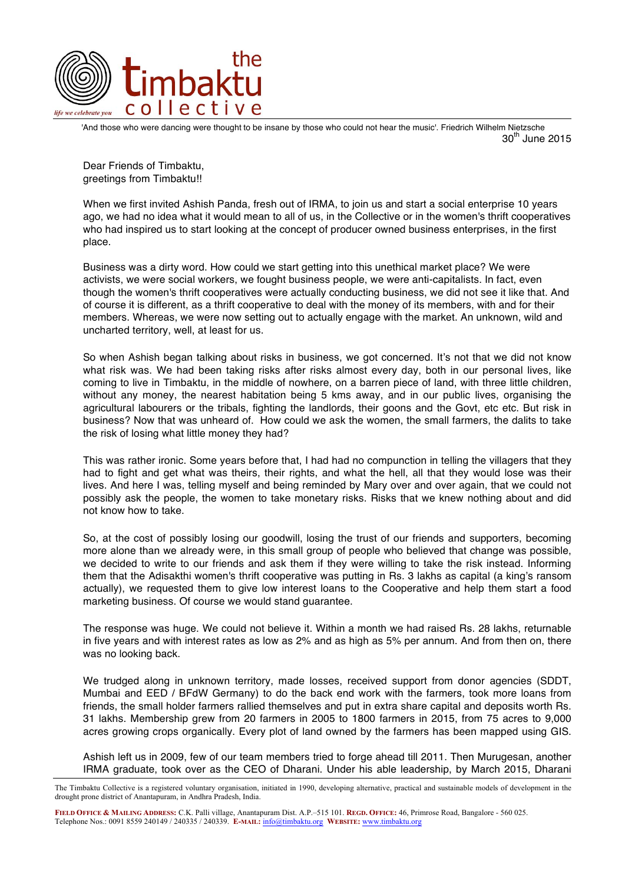'And those who were dancing were thought to be insane by those who could not hear the music'. Friedrich Wilhelm Nietzsche

30th June 2015

Dear Friends of Timbaktu,
greetings from Timbaktu!!

When we first invited Ashish Panda, fresh out of IRMA, to join us and start a social enterprise 10 years ago, we had no idea what it would mean to all of us, in the Collective or in the women's thrift cooperatives who had inspired us to start looking at the concept of producer owned business enterprises, in the first place.

Business was a dirty word. How could we start getting into this unethical market place? We were activists, we were social workers, we fought business people, we were anti-capitalists. In fact, even though the women's thrift cooperatives were actually conducting business, we did not see it like that. And of course it is different, as a thrift cooperative to deal with the money of its members, with and for their members. Whereas, we were now setting out to actually engage with the market. An unknown, wild and uncharted territory, well, at least for us.

So when Ashish began talking about risks in business, we got concerned. It's not that we did not know what risk was. We had been taking risks after risks almost every day, both in our personal lives, like coming to live in Timbaktu, in the middle of nowhere, on a barren piece of land, with three little children, without any money, the nearest habitation being 5 kms away, and in our public lives, organising the agricultural labourers or the tribals, fighting the landlords, their goons and the Govt, etc etc. But risk in business? Now that was unheard of. How could we ask the women, the small farmers, the dalits to take the risk of losing what little money they had?

This was rather ironic. Some years before that, I had had no compunction in telling the villagers that they had to fight and get what was theirs, their rights, and what the hell, all that they would lose was their lives. And here I was, telling myself and being reminded by Mary over and over again, that we could not possibly ask the people, the women to take monetary risks. Risks that we knew nothing about and did not know how to take.

So, at the cost of possibly losing our goodwill, losing the trust of our friends and supporters, becoming more alone than we already were, in this small group of people who believed that change was possible, we decided to write to our friends and ask them if they were willing to take the risk instead. Informing them that the Adisakthi women's thrift cooperative was putting in Rs. 3 lakhs as capital (a king's ransom actually), we requested them to give low interest loans to the Cooperative and help them start a food marketing business. Of course we would stand guarantee.

The response was huge. We could not believe it. Within a month we had raised Rs. 28 lakhs, returnable in five years and with interest rates as low as 2% and as high as 5% per annum. And from then on, there was no looking back.

We trudged along in unknown territory, made losses, received support from donor agencies (SDDT, Mumbai and EED / BFdW Germany) to do the back end work with the farmers, took more loans from friends, the small holder farmers rallied themselves and put in extra share capital and deposits worth Rs. 31 lakhs. Membership grew from 20 farmers in 2005 to 1800 farmers in 2015, from 75 acres to 9,000 acres growing crops organically. Every plot of land owned by the farmers has been mapped using GIS.

Ashish left us in 2009, few of our team members tried to forge ahead till 2011. Then Murugesan, another IRMA graduate, took over as the CEO of Dharani. Under his able leadership, by March 2015, Dharani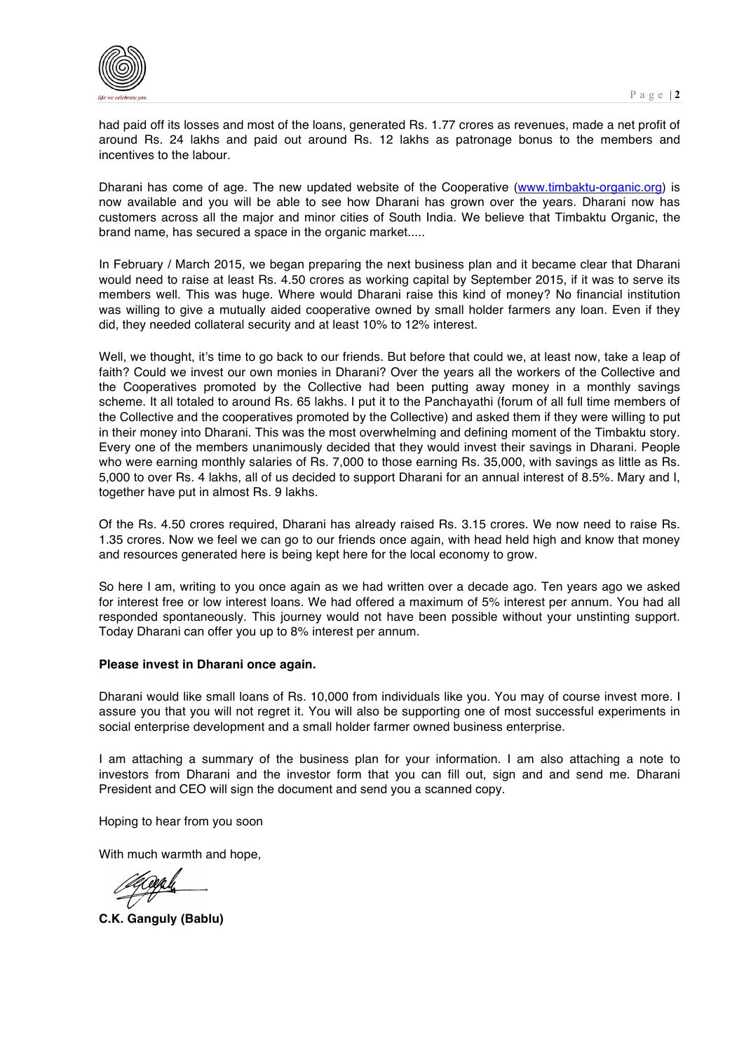had paid off its losses and most of the loans, generated Rs. 1.77 crores as revenues, made a net profit of around Rs. 24 lakhs and paid out around Rs. 12 lakhs as patronage bonus to the members and incentives to the labour.

Dharani has come of age. The new updated website of the Cooperative (www.timbaktu-organic.org) is now available and you will be able to see how Dharani has grown over the years. Dharani now has customers across all the major and minor cities of South India. We believe that Timbaktu Organic, the brand name, has secured a space in the organic market.....

In February / March 2015, we began preparing the next business plan and it became clear that Dharani would need to raise at least Rs. 4.50 crores as working capital by September 2015, if it was to serve its members well. This was huge. Where would Dharani raise this kind of money? No financial institution was willing to give a mutually aided cooperative owned by small holder farmers any loan. Even if they did, they needed collateral security and at least 10% to 12% interest.

Well, we thought, it's time to go back to our friends. But before that could we, at least now, take a leap of faith? Could we invest our own monies in Dharani? Over the years all the workers of the Collective and the Cooperatives promoted by the Collective had been putting away money in a monthly savings scheme. It all totaled to around Rs. 65 lakhs. I put it to the Panchayathi (forum of all full time members of the Collective and the cooperatives promoted by the Collective) and asked them if they were willing to put in their money into Dharani. This was the most overwhelming and defining moment of the Timbaktu story. Every one of the members unanimously decided that they would invest their savings in Dharani. People who were earning monthly salaries of Rs. 7,000 to those earning Rs. 35,000, with savings as little as Rs. 5,000 to over Rs. 4 lakhs, all of us decided to support Dharani for an annual interest of 8.5%. Mary and I, together have put in almost Rs. 9 lakhs.

Of the Rs. 4.50 crores required, Dharani has already raised Rs. 3.15 crores. We now need to raise Rs. 1.35 crores. Now we feel we can go to our friends once again, with head held high and know that money and resources generated here is being kept here for the local economy to grow.

So here I am, writing to you once again as we had written over a decade ago. Ten years ago we asked for interest free or low interest loans. We had offered a maximum of 5% interest per annum. You had all responded spontaneously. This journey would not have been possible without your unstinting support. Today Dharani can offer you up to 8% interest per annum.

**Please invest in Dharani once again.**

Dharani would like small loans of Rs. 10,000 from individuals like you. You may of course invest more. I assure you that you will not regret it. You will also be supporting one of most successful experiments in social enterprise development and a small holder farmer owned business enterprise.

I am attaching a summary of the business plan for your information. I am also attaching a note to investors from Dharani and the investor form that you can fill out, sign and and send me. Dharani President and CEO will sign the document and send you a scanned copy.

Hoping to hear from you soon

With much warmth and hope,

**C.K. Ganguly (Bablu)**